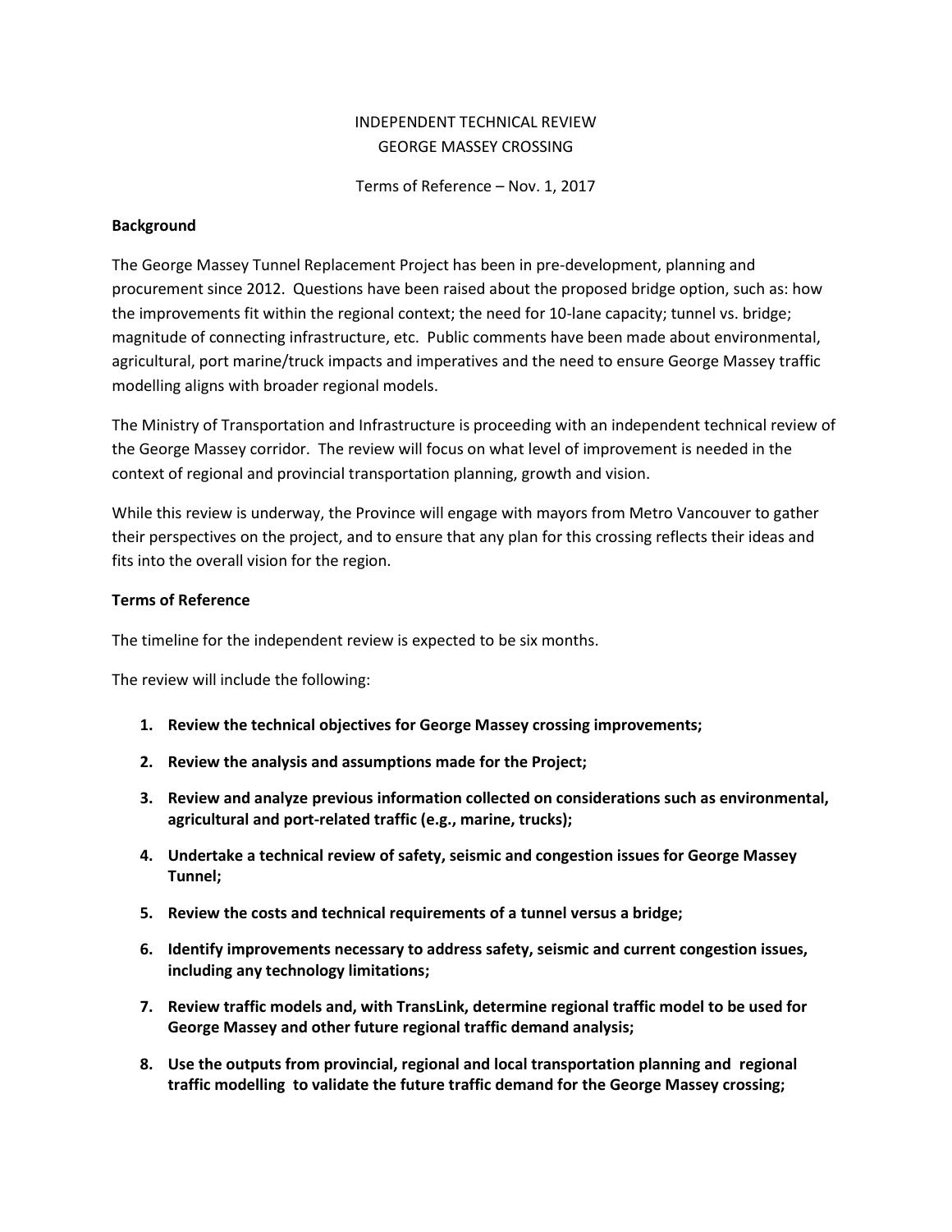# INDEPENDENT TECHNICAL REVIEW
# GEORGE MASSEY CROSSING

Terms of Reference – Nov. 1, 2017

**Background**

The George Massey Tunnel Replacement Project has been in pre-development, planning and procurement since 2012. Questions have been raised about the proposed bridge option, such as: how the improvements fit within the regional context; the need for 10-lane capacity; tunnel vs. bridge; magnitude of connecting infrastructure, etc. Public comments have been made about environmental, agricultural, port marine/truck impacts and imperatives and the need to ensure George Massey traffic modelling aligns with broader regional models.

The Ministry of Transportation and Infrastructure is proceeding with an independent technical review of the George Massey corridor. The review will focus on what level of improvement is needed in the context of regional and provincial transportation planning, growth and vision.

While this review is underway, the Province will engage with mayors from Metro Vancouver to gather their perspectives on the project, and to ensure that any plan for this crossing reflects their ideas and fits into the overall vision for the region.

**Terms of Reference**

The timeline for the independent review is expected to be six months.

The review will include the following:

1. **Review the technical objectives for George Massey crossing improvements;**
2. **Review the analysis and assumptions made for the Project;**
3. **Review and analyze previous information collected on considerations such as environmental, agricultural and port-related traffic (e.g., marine, trucks);**
4. **Undertake a technical review of safety, seismic and congestion issues for George Massey Tunnel;**
5. **Review the costs and technical requirements of a tunnel versus a bridge;**
6. **Identify improvements necessary to address safety, seismic and current congestion issues, including any technology limitations;**
7. **Review traffic models and, with TransLink, determine regional traffic model to be used for George Massey and other future regional traffic demand analysis;**
8. **Use the outputs from provincial, regional and local transportation planning and regional traffic modelling to validate the future traffic demand for the George Massey crossing;**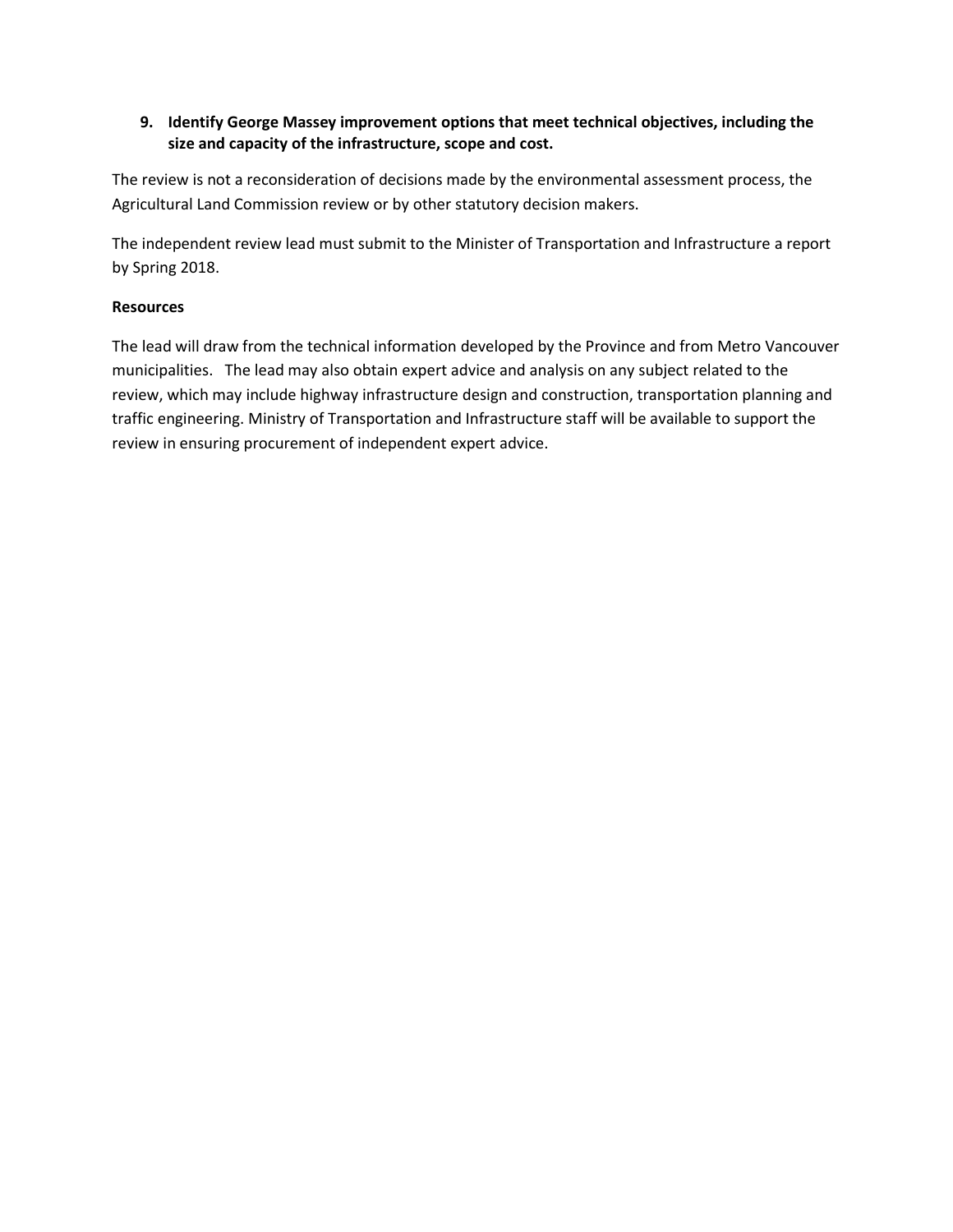9. **Identify George Massey improvement options that meet technical objectives, including the size and capacity of the infrastructure, scope and cost.**

The review is not a reconsideration of decisions made by the environmental assessment process, the Agricultural Land Commission review or by other statutory decision makers.

The independent review lead must submit to the Minister of Transportation and Infrastructure a report by Spring 2018.

**Resources**

The lead will draw from the technical information developed by the Province and from Metro Vancouver municipalities. The lead may also obtain expert advice and analysis on any subject related to the review, which may include highway infrastructure design and construction, transportation planning and traffic engineering. Ministry of Transportation and Infrastructure staff will be available to support the review in ensuring procurement of independent expert advice.